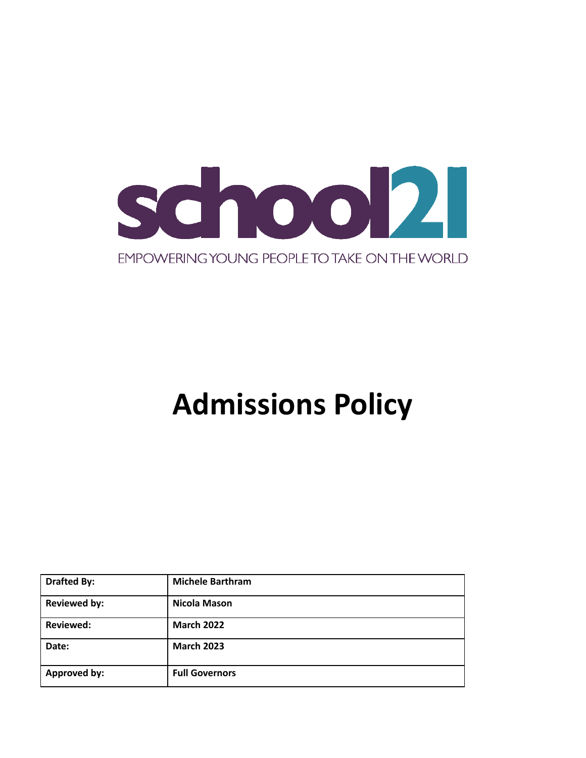school21

EMPOWERING YOUNG PEOPLE TO TAKE ON THE WORLD

# Admissions Policy

| Drafted By: | Michele Barthram |
|---|---|
| Reviewed by: | Nicola Mason |
| Reviewed: | March 2022 |
| Date: | March 2023 |
| Approved by: | Full Governors |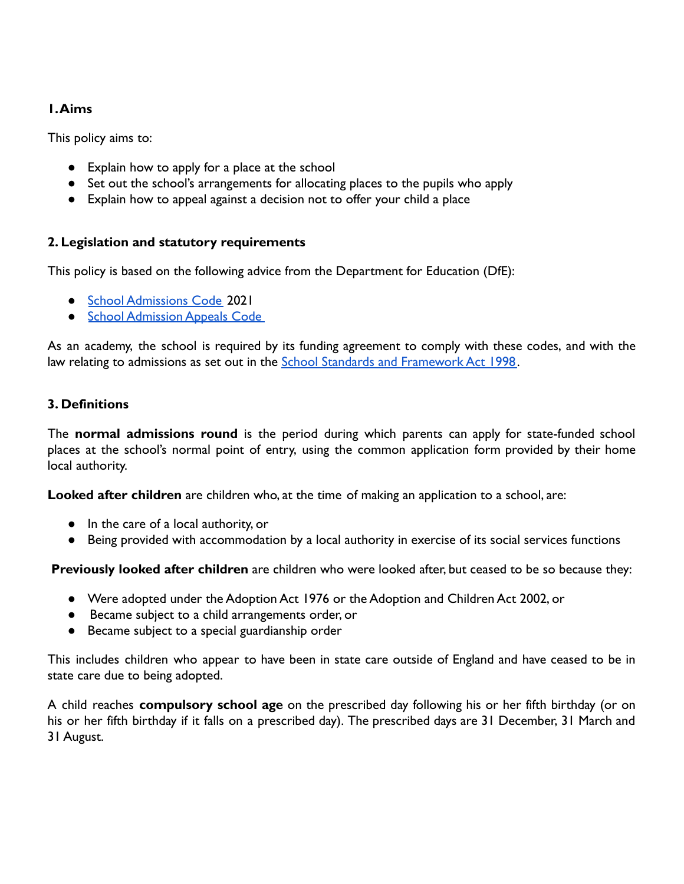## 1. Aims

This policy aims to:

- Explain how to apply for a place at the school
- Set out the school's arrangements for allocating places to the pupils who apply
- Explain how to appeal against a decision not to offer your child a place

## 2. Legislation and statutory requirements

This policy is based on the following advice from the Department for Education (DfE):

- [School Admissions Code](#) 2021
- [School Admission Appeals Code](#)

As an academy, the school is required by its funding agreement to comply with these codes, and with the law relating to admissions as set out in the [School Standards and Framework Act 1998](#).

## 3. Definitions

The **normal admissions round** is the period during which parents can apply for state-funded school places at the school's normal point of entry, using the common application form provided by their home local authority.

**Looked after children** are children who, at the time of making an application to a school, are:

- In the care of a local authority, or
- Being provided with accommodation by a local authority in exercise of its social services functions

**Previously looked after children** are children who were looked after, but ceased to be so because they:

- Were adopted under the Adoption Act 1976 or the Adoption and Children Act 2002, or
- Became subject to a child arrangements order, or
- Became subject to a special guardianship order

This includes children who appear to have been in state care outside of England and have ceased to be in state care due to being adopted.

A child reaches **compulsory school age** on the prescribed day following his or her fifth birthday (or on his or her fifth birthday if it falls on a prescribed day). The prescribed days are 31 December, 31 March and 31 August.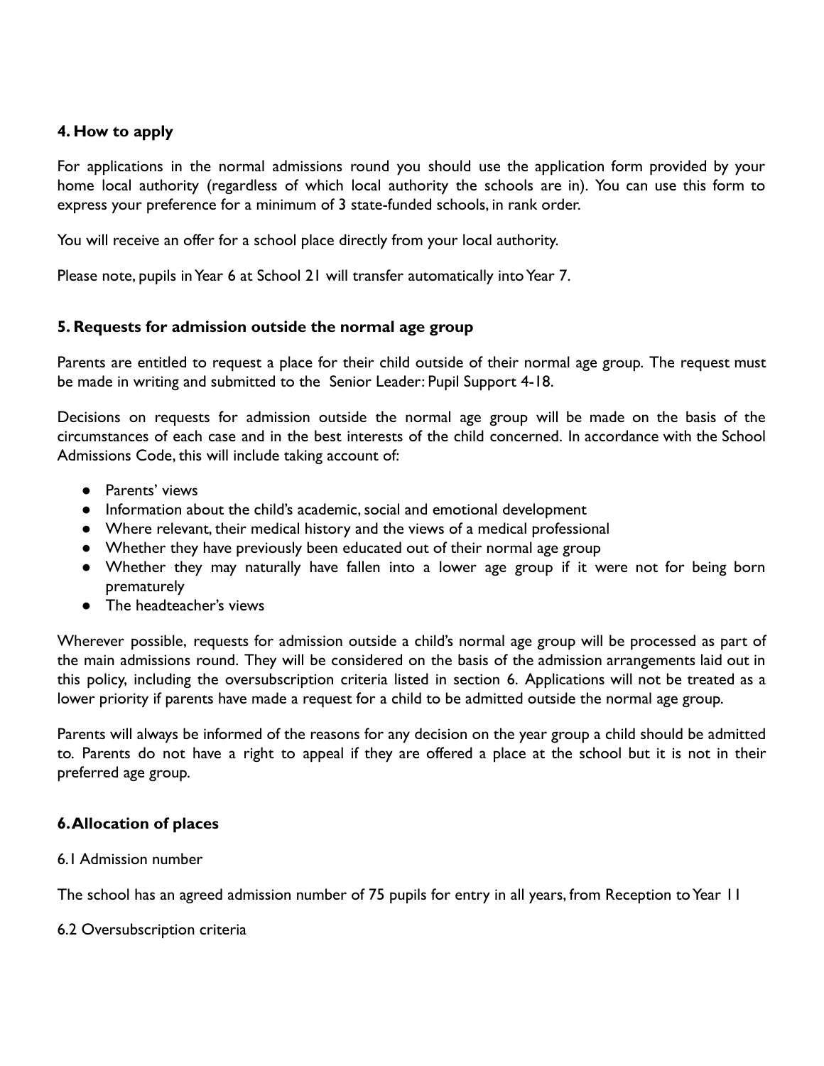### 4. How to apply

For applications in the normal admissions round you should use the application form provided by your home local authority (regardless of which local authority the schools are in). You can use this form to express your preference for a minimum of 3 state-funded schools, in rank order.

You will receive an offer for a school place directly from your local authority.

Please note, pupils in Year 6 at School 21 will transfer automatically into Year 7.

### 5. Requests for admission outside the normal age group

Parents are entitled to request a place for their child outside of their normal age group. The request must be made in writing and submitted to the Senior Leader: Pupil Support 4-18.

Decisions on requests for admission outside the normal age group will be made on the basis of the circumstances of each case and in the best interests of the child concerned. In accordance with the School Admissions Code, this will include taking account of:

- Parents' views
- Information about the child's academic, social and emotional development
- Where relevant, their medical history and the views of a medical professional
- Whether they have previously been educated out of their normal age group
- Whether they may naturally have fallen into a lower age group if it were not for being born prematurely
- The headteacher's views

Wherever possible, requests for admission outside a child's normal age group will be processed as part of the main admissions round. They will be considered on the basis of the admission arrangements laid out in this policy, including the oversubscription criteria listed in section 6. Applications will not be treated as a lower priority if parents have made a request for a child to be admitted outside the normal age group.

Parents will always be informed of the reasons for any decision on the year group a child should be admitted to. Parents do not have a right to appeal if they are offered a place at the school but it is not in their preferred age group.

### 6. Allocation of places

6.1 Admission number

The school has an agreed admission number of 75 pupils for entry in all years, from Reception to Year 11

6.2 Oversubscription criteria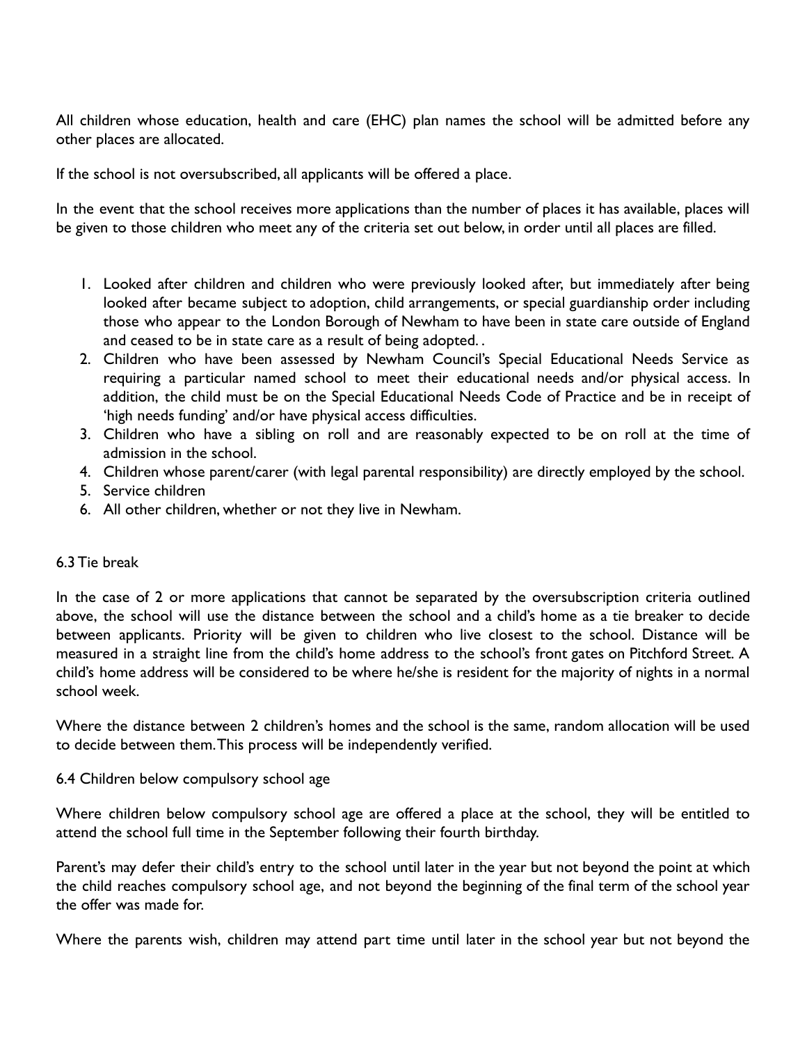All children whose education, health and care (EHC) plan names the school will be admitted before any other places are allocated.

If the school is not oversubscribed, all applicants will be offered a place.

In the event that the school receives more applications than the number of places it has available, places will be given to those children who meet any of the criteria set out below, in order until all places are filled.

1. Looked after children and children who were previously looked after, but immediately after being looked after became subject to adoption, child arrangements, or special guardianship order including those who appear to the London Borough of Newham to have been in state care outside of England and ceased to be in state care as a result of being adopted. .
2. Children who have been assessed by Newham Council's Special Educational Needs Service as requiring a particular named school to meet their educational needs and/or physical access. In addition, the child must be on the Special Educational Needs Code of Practice and be in receipt of 'high needs funding' and/or have physical access difficulties.
3. Children who have a sibling on roll and are reasonably expected to be on roll at the time of admission in the school.
4. Children whose parent/carer (with legal parental responsibility) are directly employed by the school.
5. Service children
6. All other children, whether or not they live in Newham.

### 6.3 Tie break

In the case of 2 or more applications that cannot be separated by the oversubscription criteria outlined above, the school will use the distance between the school and a child's home as a tie breaker to decide between applicants. Priority will be given to children who live closest to the school. Distance will be measured in a straight line from the child's home address to the school's front gates on Pitchford Street. A child's home address will be considered to be where he/she is resident for the majority of nights in a normal school week.

Where the distance between 2 children's homes and the school is the same, random allocation will be used to decide between them. This process will be independently verified.

### 6.4 Children below compulsory school age

Where children below compulsory school age are offered a place at the school, they will be entitled to attend the school full time in the September following their fourth birthday.

Parent's may defer their child's entry to the school until later in the year but not beyond the point at which the child reaches compulsory school age, and not beyond the beginning of the final term of the school year the offer was made for.

Where the parents wish, children may attend part time until later in the school year but not beyond the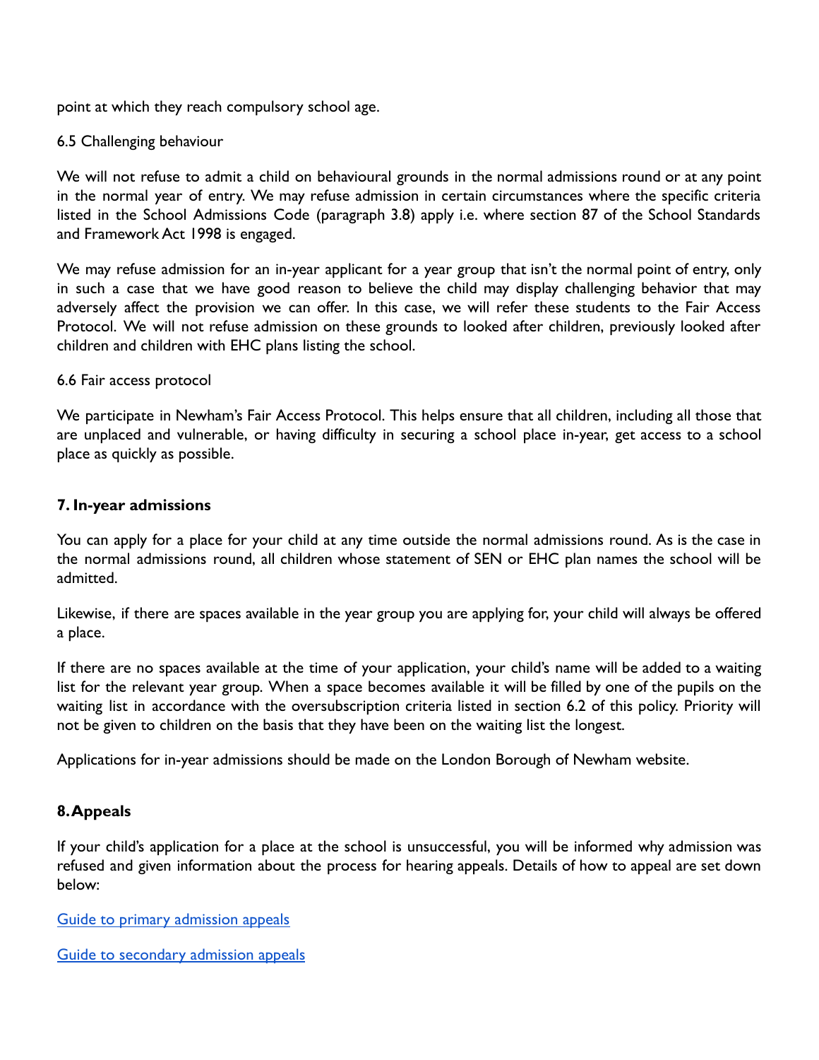point at which they reach compulsory school age.

6.5 Challenging behaviour

We will not refuse to admit a child on behavioural grounds in the normal admissions round or at any point in the normal year of entry. We may refuse admission in certain circumstances where the specific criteria listed in the School Admissions Code (paragraph 3.8) apply i.e. where section 87 of the School Standards and Framework Act 1998 is engaged.

We may refuse admission for an in-year applicant for a year group that isn't the normal point of entry, only in such a case that we have good reason to believe the child may display challenging behavior that may adversely affect the provision we can offer. In this case, we will refer these students to the Fair Access Protocol. We will not refuse admission on these grounds to looked after children, previously looked after children and children with EHC plans listing the school.

6.6 Fair access protocol

We participate in Newham's Fair Access Protocol. This helps ensure that all children, including all those that are unplaced and vulnerable, or having difficulty in securing a school place in-year, get access to a school place as quickly as possible.

## 7. In-year admissions

You can apply for a place for your child at any time outside the normal admissions round. As is the case in the normal admissions round, all children whose statement of SEN or EHC plan names the school will be admitted.

Likewise, if there are spaces available in the year group you are applying for, your child will always be offered a place.

If there are no spaces available at the time of your application, your child's name will be added to a waiting list for the relevant year group. When a space becomes available it will be filled by one of the pupils on the waiting list in accordance with the oversubscription criteria listed in section 6.2 of this policy. Priority will not be given to children on the basis that they have been on the waiting list the longest.

Applications for in-year admissions should be made on the London Borough of Newham website.

## 8. Appeals

If your child's application for a place at the school is unsuccessful, you will be informed why admission was refused and given information about the process for hearing appeals. Details of how to appeal are set down below:

Guide to primary admission appeals

Guide to secondary admission appeals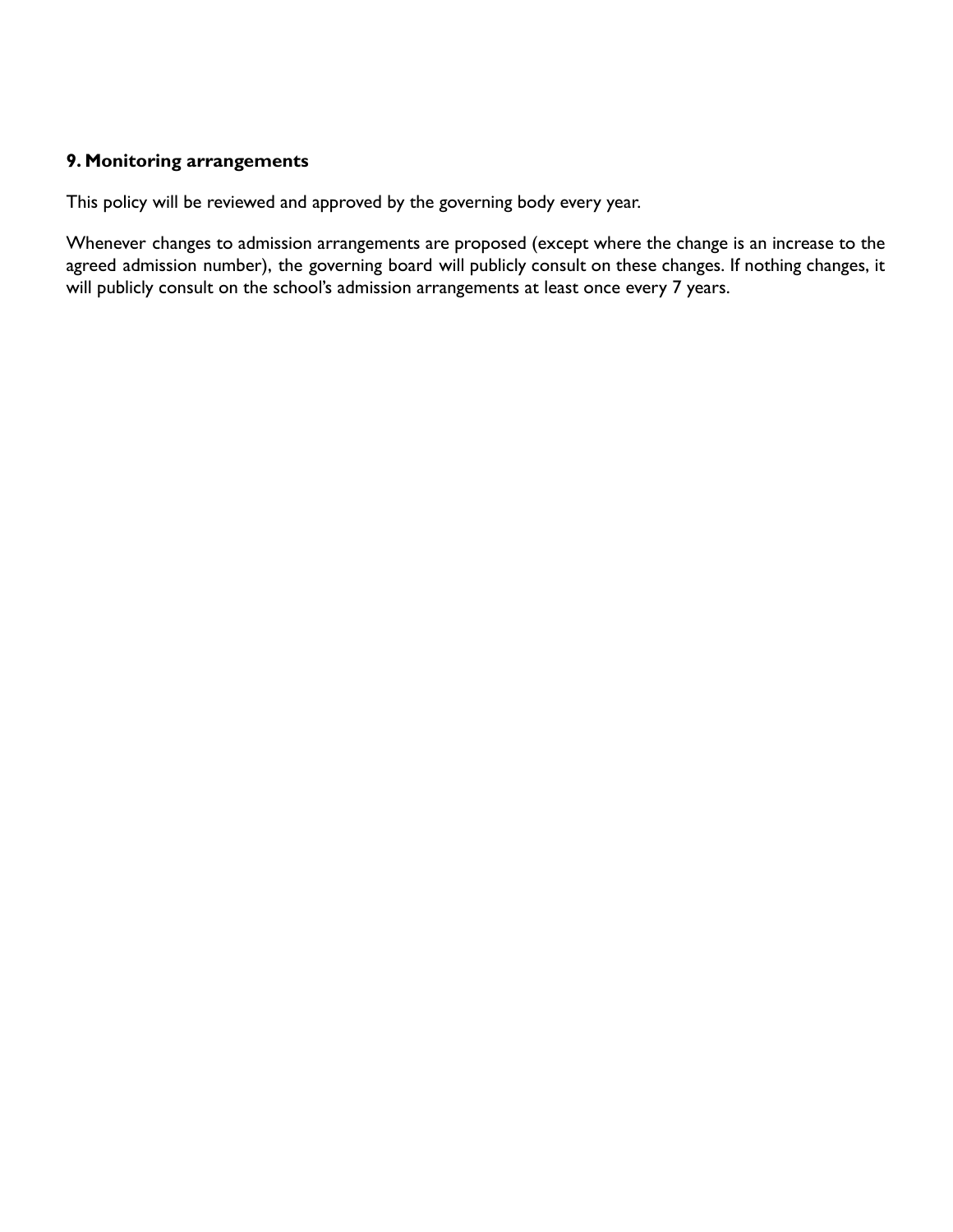## 9. Monitoring arrangements

This policy will be reviewed and approved by the governing body every year.

Whenever changes to admission arrangements are proposed (except where the change is an increase to the agreed admission number), the governing board will publicly consult on these changes. If nothing changes, it will publicly consult on the school's admission arrangements at least once every 7 years.